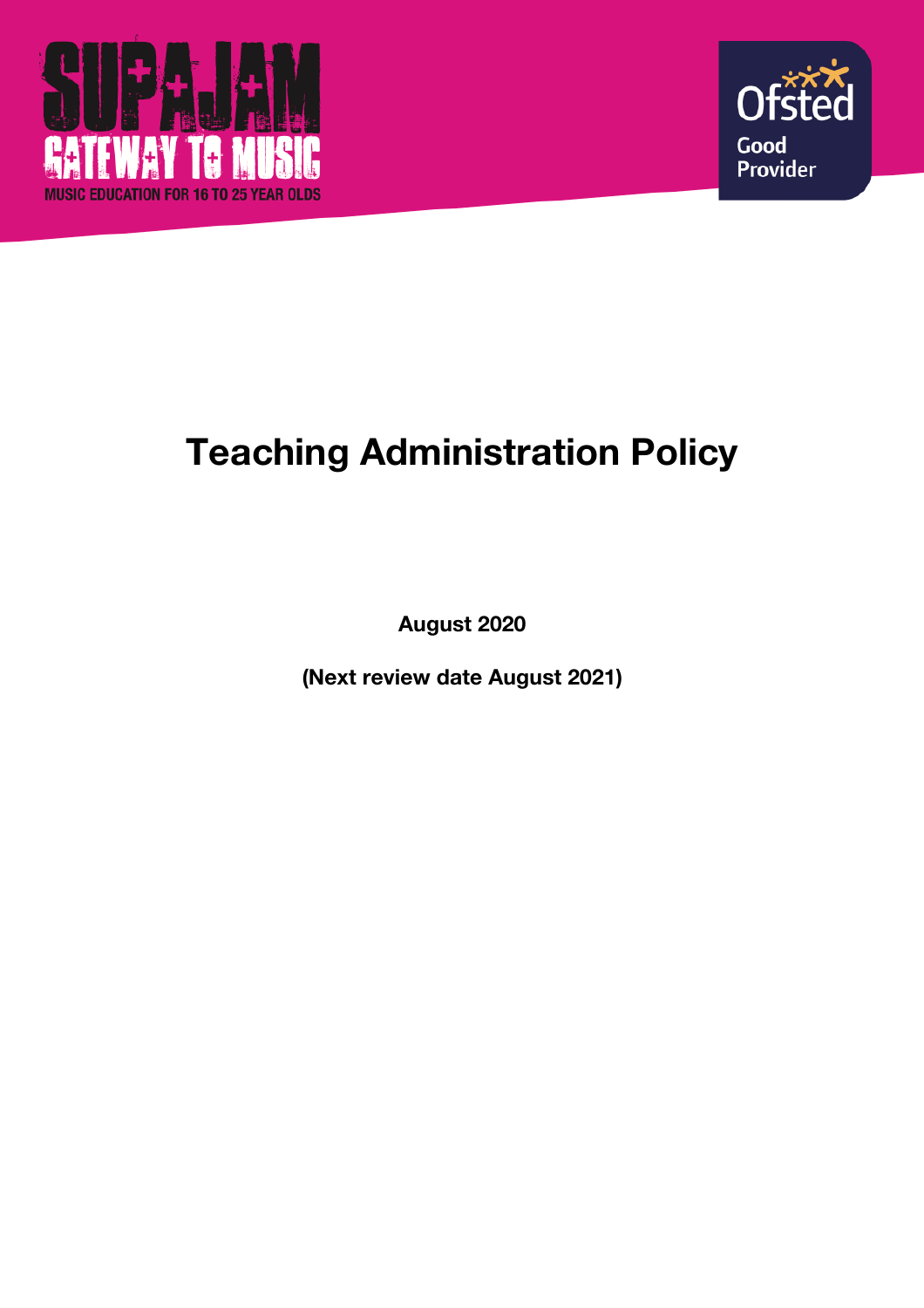SUPAJAM

GATEWAY TO MUSIC

MUSIC EDUCATION FOR 16 TO 25 YEAR OLDS

Ofsted

Good Provider

# Teaching Administration Policy

**August 2020**

**(Next review date August 2021)**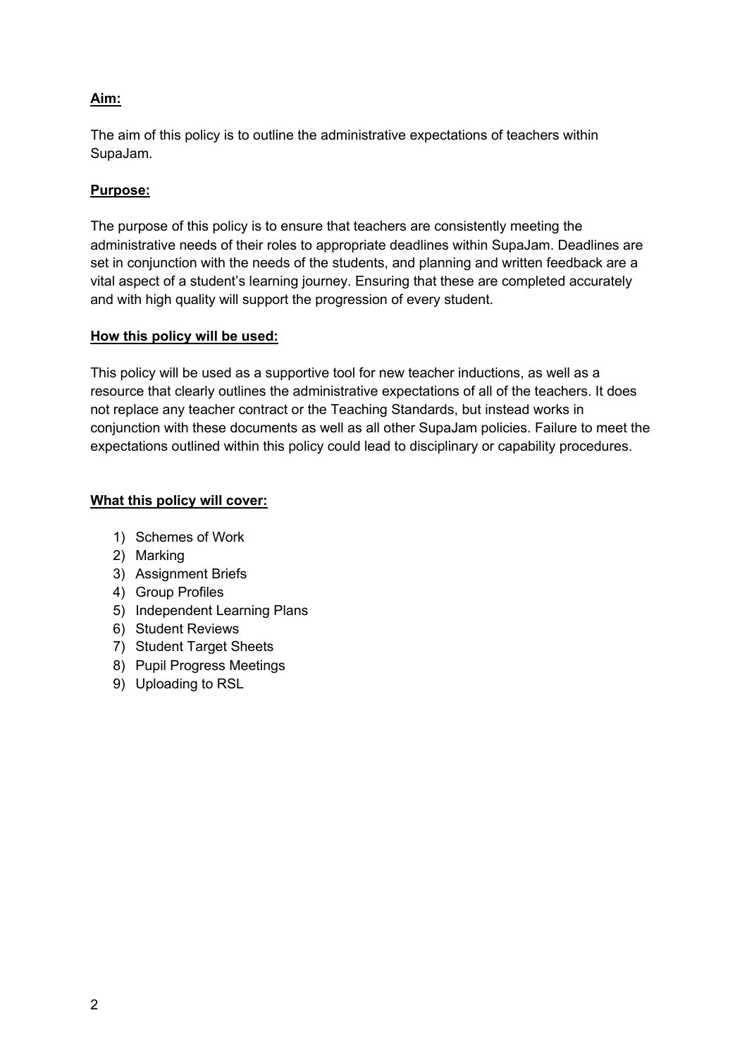**Aim:**

The aim of this policy is to outline the administrative expectations of teachers within SupaJam.

**Purpose:**

The purpose of this policy is to ensure that teachers are consistently meeting the administrative needs of their roles to appropriate deadlines within SupaJam. Deadlines are set in conjunction with the needs of the students, and planning and written feedback are a vital aspect of a student's learning journey. Ensuring that these are completed accurately and with high quality will support the progression of every student.

**How this policy will be used:**

This policy will be used as a supportive tool for new teacher inductions, as well as a resource that clearly outlines the administrative expectations of all of the teachers. It does not replace any teacher contract or the Teaching Standards, but instead works in conjunction with these documents as well as all other SupaJam policies. Failure to meet the expectations outlined within this policy could lead to disciplinary or capability procedures.

**What this policy will cover:**

1) Schemes of Work
2) Marking
3) Assignment Briefs
4) Group Profiles
5) Independent Learning Plans
6) Student Reviews
7) Student Target Sheets
8) Pupil Progress Meetings
9) Uploading to RSL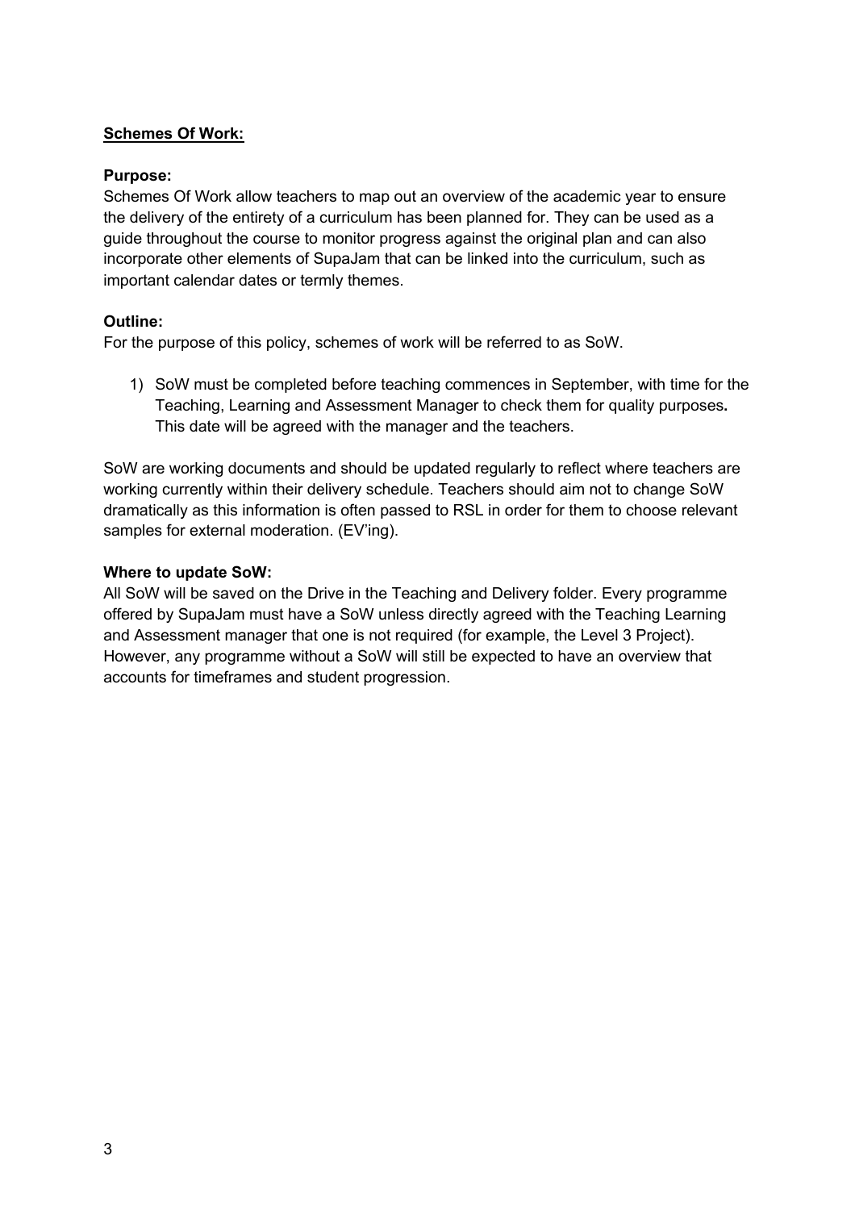**<u>Schemes Of Work:</u>**

**Purpose:**

Schemes Of Work allow teachers to map out an overview of the academic year to ensure the delivery of the entirety of a curriculum has been planned for. They can be used as a guide throughout the course to monitor progress against the original plan and can also incorporate other elements of SupaJam that can be linked into the curriculum, such as important calendar dates or termly themes.

**Outline:**

For the purpose of this policy, schemes of work will be referred to as SoW.

1) SoW must be completed before teaching commences in September, with time for the Teaching, Learning and Assessment Manager to check them for quality purposes**.** This date will be agreed with the manager and the teachers.

SoW are working documents and should be updated regularly to reflect where teachers are working currently within their delivery schedule. Teachers should aim not to change SoW dramatically as this information is often passed to RSL in order for them to choose relevant samples for external moderation. (EV'ing).

**Where to update SoW:**

All SoW will be saved on the Drive in the Teaching and Delivery folder. Every programme offered by SupaJam must have a SoW unless directly agreed with the Teaching Learning and Assessment manager that one is not required (for example, the Level 3 Project). However, any programme without a SoW will still be expected to have an overview that accounts for timeframes and student progression.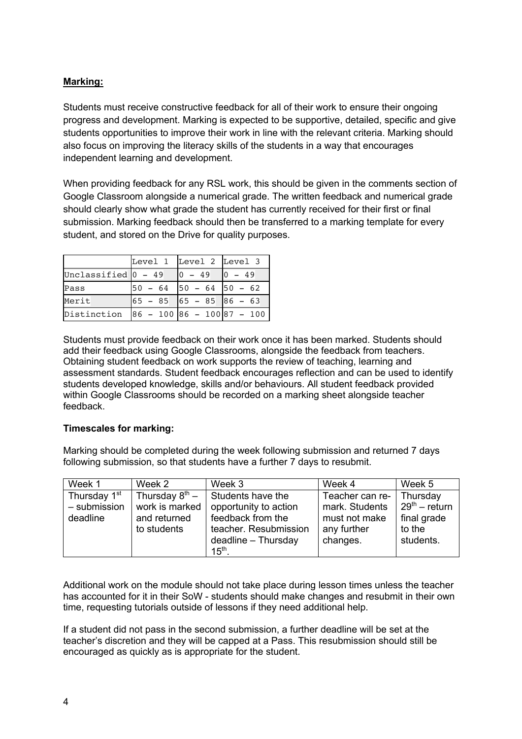**Marking:**

Students must receive constructive feedback for all of their work to ensure their ongoing progress and development. Marking is expected to be supportive, detailed, specific and give students opportunities to improve their work in line with the relevant criteria. Marking should also focus on improving the literacy skills of the students in a way that encourages independent learning and development.

When providing feedback for any RSL work, this should be given in the comments section of Google Classroom alongside a numerical grade. The written feedback and numerical grade should clearly show what grade the student has currently received for their first or final submission. Marking feedback should then be transferred to a marking template for every student, and stored on the Drive for quality purposes.

| | Level 1 | Level 2 | Level 3 |
|---|---|---|---|
| Unclassified | 0 – 49 | 0 – 49 | 0 – 49 |
| Pass | 50 – 64 | 50 – 64 | 50 – 62 |
| Merit | 65 – 85 | 65 – 85 | 86 – 63 |
| Distinction | 86 – 100 | 86 – 100 | 87 – 100 |

Students must provide feedback on their work once it has been marked. Students should add their feedback using Google Classrooms, alongside the feedback from teachers. Obtaining student feedback on work supports the review of teaching, learning and assessment standards. Student feedback encourages reflection and can be used to identify students developed knowledge, skills and/or behaviours. All student feedback provided within Google Classrooms should be recorded on a marking sheet alongside teacher feedback.

**Timescales for marking:**

Marking should be completed during the week following submission and returned 7 days following submission, so that students have a further 7 days to resubmit.

| Week 1 | Week 2 | Week 3 | Week 4 | Week 5 |
|---|---|---|---|---|
| Thursday 1st – submission deadline | Thursday 8th – work is marked and returned to students | Students have the opportunity to action feedback from the teacher. Resubmission deadline – Thursday 15th. | Teacher can re-mark. Students must not make any further changes. | Thursday 29th – return final grade to the students. |

Additional work on the module should not take place during lesson times unless the teacher has accounted for it in their SoW - students should make changes and resubmit in their own time, requesting tutorials outside of lessons if they need additional help.

If a student did not pass in the second submission, a further deadline will be set at the teacher's discretion and they will be capped at a Pass. This resubmission should still be encouraged as quickly as is appropriate for the student.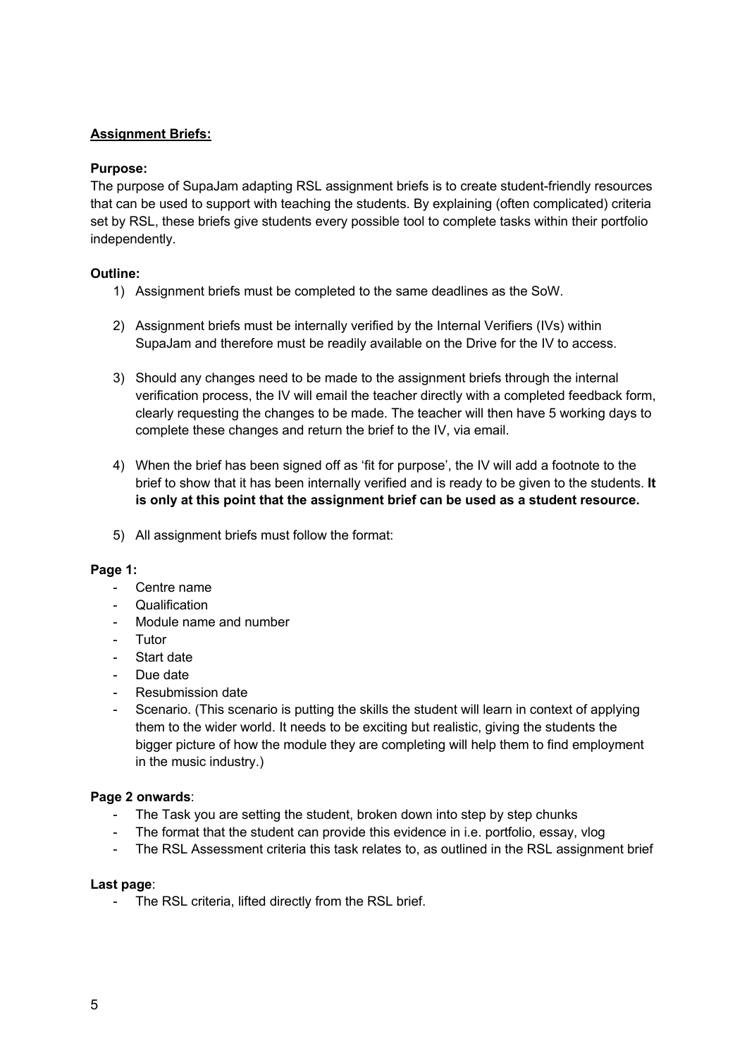## Assignment Briefs:

**Purpose:**

The purpose of SupaJam adapting RSL assignment briefs is to create student-friendly resources that can be used to support with teaching the students. By explaining (often complicated) criteria set by RSL, these briefs give students every possible tool to complete tasks within their portfolio independently.

**Outline:**

1) Assignment briefs must be completed to the same deadlines as the SoW.

2) Assignment briefs must be internally verified by the Internal Verifiers (IVs) within SupaJam and therefore must be readily available on the Drive for the IV to access.

3) Should any changes need to be made to the assignment briefs through the internal verification process, the IV will email the teacher directly with a completed feedback form, clearly requesting the changes to be made. The teacher will then have 5 working days to complete these changes and return the brief to the IV, via email.

4) When the brief has been signed off as 'fit for purpose', the IV will add a footnote to the brief to show that it has been internally verified and is ready to be given to the students. **It is only at this point that the assignment brief can be used as a student resource.**

5) All assignment briefs must follow the format:

**Page 1:**

- Centre name
- Qualification
- Module name and number
- Tutor
- Start date
- Due date
- Resubmission date
- Scenario. (This scenario is putting the skills the student will learn in context of applying them to the wider world. It needs to be exciting but realistic, giving the students the bigger picture of how the module they are completing will help them to find employment in the music industry.)

**Page 2 onwards**:

- The Task you are setting the student, broken down into step by step chunks
- The format that the student can provide this evidence in i.e. portfolio, essay, vlog
- The RSL Assessment criteria this task relates to, as outlined in the RSL assignment brief

**Last page**:

- The RSL criteria, lifted directly from the RSL brief.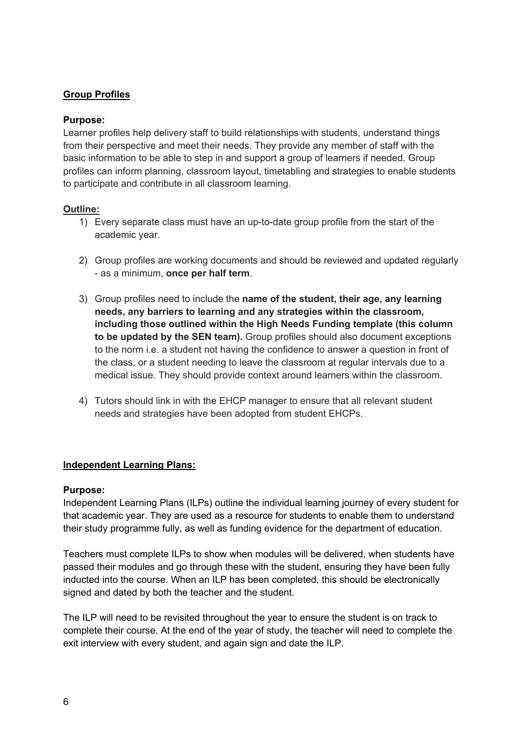## <u>Group Profiles</u>

**Purpose:**

Learner profiles help delivery staff to build relationships with students, understand things from their perspective and meet their needs. They provide any member of staff with the basic information to be able to step in and support a group of learners if needed. Group profiles can inform planning, classroom layout, timetabling and strategies to enable students to participate and contribute in all classroom learning.

**<u>Outline:</u>**

1) Every separate class must have an up-to-date group profile from the start of the academic year.

2) Group profiles are working documents and should be reviewed and updated regularly - as a minimum, **once per half term**.

3) Group profiles need to include the **name of the student, their age, any learning needs, any barriers to learning and any strategies within the classroom, including those outlined within the High Needs Funding template (this column to be updated by the SEN team).** Group profiles should also document exceptions to the norm i.e. a student not having the confidence to answer a question in front of the class, or a student needing to leave the classroom at regular intervals due to a medical issue. They should provide context around learners within the classroom.

4) Tutors should link in with the EHCP manager to ensure that all relevant student needs and strategies have been adopted from student EHCPs.

## <u>Independent Learning Plans:</u>

**Purpose:**

Independent Learning Plans (ILPs) outline the individual learning journey of every student for that academic year. They are used as a resource for students to enable them to understand their study programme fully, as well as funding evidence for the department of education.

Teachers must complete ILPs to show when modules will be delivered, when students have passed their modules and go through these with the student, ensuring they have been fully inducted into the course. When an ILP has been completed, this should be electronically signed and dated by both the teacher and the student.

The ILP will need to be revisited throughout the year to ensure the student is on track to complete their course. At the end of the year of study, the teacher will need to complete the exit interview with every student, and again sign and date the ILP.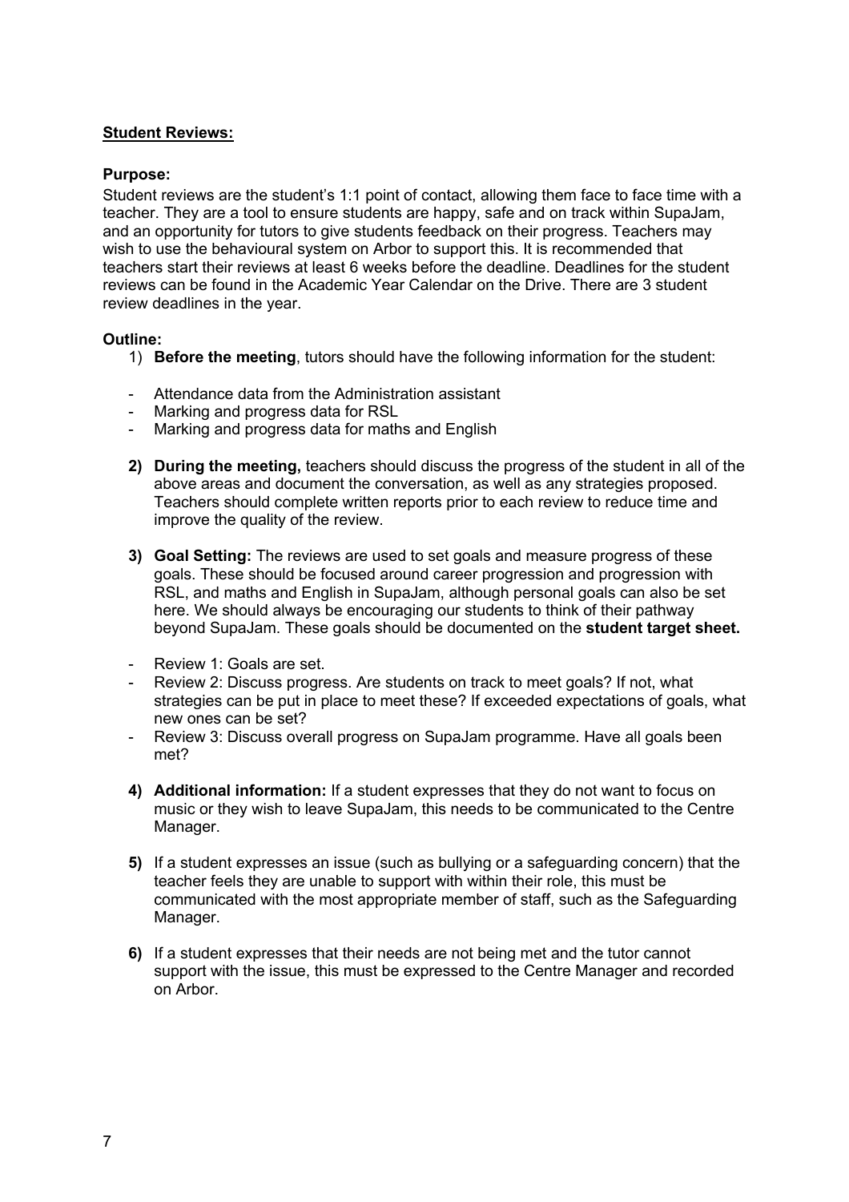## **Student Reviews:**

**Purpose:**

Student reviews are the student's 1:1 point of contact, allowing them face to face time with a teacher. They are a tool to ensure students are happy, safe and on track within SupaJam, and an opportunity for tutors to give students feedback on their progress. Teachers may wish to use the behavioural system on Arbor to support this. It is recommended that teachers start their reviews at least 6 weeks before the deadline. Deadlines for the student reviews can be found in the Academic Year Calendar on the Drive. There are 3 student review deadlines in the year.

**Outline:**

1) **Before the meeting**, tutors should have the following information for the student:

- Attendance data from the Administration assistant
- Marking and progress data for RSL
- Marking and progress data for maths and English

2) **During the meeting,** teachers should discuss the progress of the student in all of the above areas and document the conversation, as well as any strategies proposed. Teachers should complete written reports prior to each review to reduce time and improve the quality of the review.

3) **Goal Setting:** The reviews are used to set goals and measure progress of these goals. These should be focused around career progression and progression with RSL, and maths and English in SupaJam, although personal goals can also be set here. We should always be encouraging our students to think of their pathway beyond SupaJam. These goals should be documented on the **student target sheet.**

- Review 1: Goals are set.
- Review 2: Discuss progress. Are students on track to meet goals? If not, what strategies can be put in place to meet these? If exceeded expectations of goals, what new ones can be set?
- Review 3: Discuss overall progress on SupaJam programme. Have all goals been met?

4) **Additional information:** If a student expresses that they do not want to focus on music or they wish to leave SupaJam, this needs to be communicated to the Centre Manager.

5) If a student expresses an issue (such as bullying or a safeguarding concern) that the teacher feels they are unable to support with within their role, this must be communicated with the most appropriate member of staff, such as the Safeguarding Manager.

6) If a student expresses that their needs are not being met and the tutor cannot support with the issue, this must be expressed to the Centre Manager and recorded on Arbor.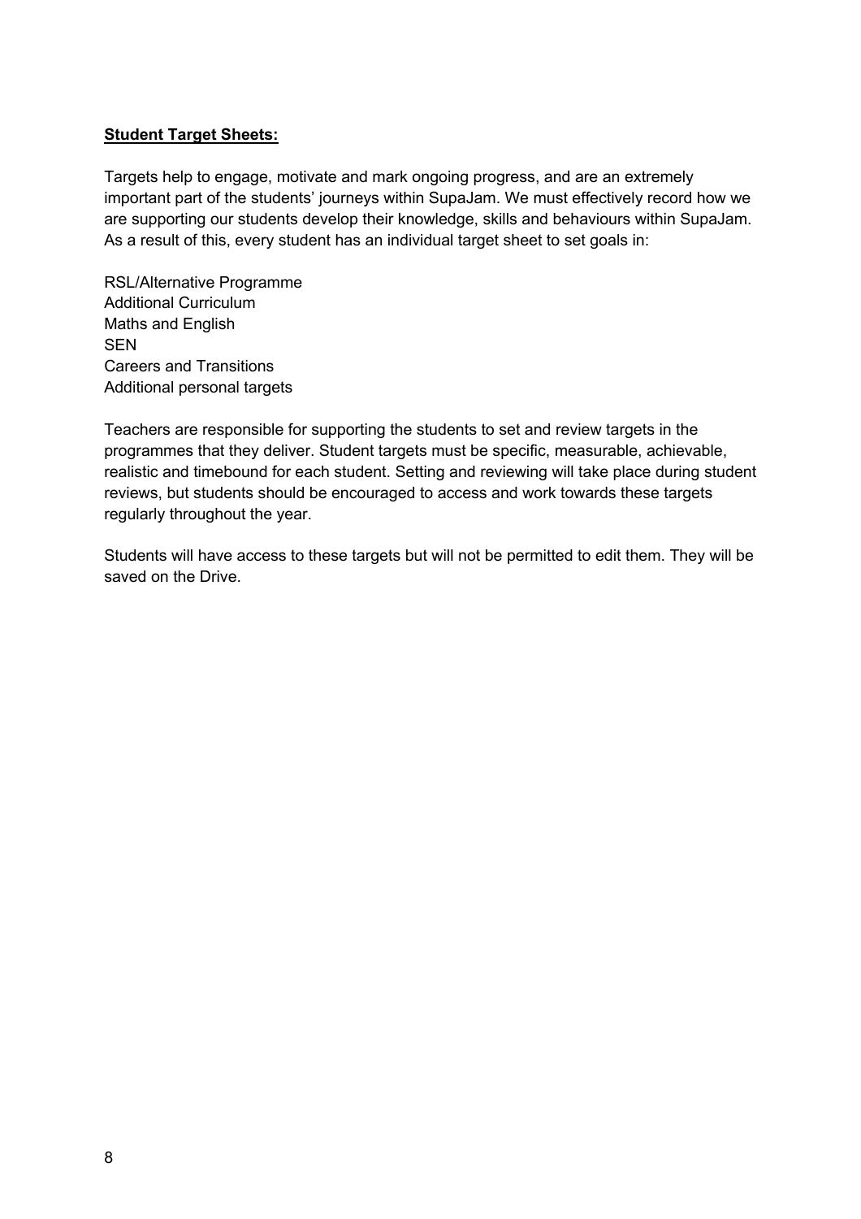**Student Target Sheets:**

Targets help to engage, motivate and mark ongoing progress, and are an extremely important part of the students' journeys within SupaJam. We must effectively record how we are supporting our students develop their knowledge, skills and behaviours within SupaJam. As a result of this, every student has an individual target sheet to set goals in:

RSL/Alternative Programme
Additional Curriculum
Maths and English
SEN
Careers and Transitions
Additional personal targets

Teachers are responsible for supporting the students to set and review targets in the programmes that they deliver. Student targets must be specific, measurable, achievable, realistic and timebound for each student. Setting and reviewing will take place during student reviews, but students should be encouraged to access and work towards these targets regularly throughout the year.

Students will have access to these targets but will not be permitted to edit them. They will be saved on the Drive.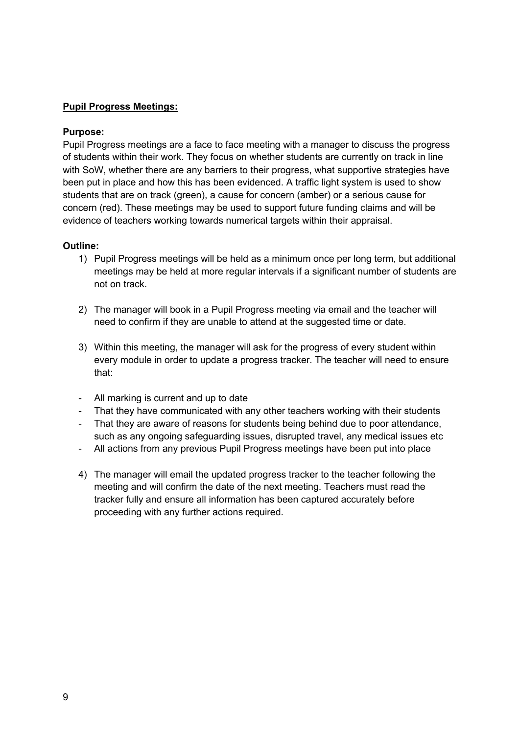**<u>Pupil Progress Meetings:</u>**

**Purpose:**

Pupil Progress meetings are a face to face meeting with a manager to discuss the progress of students within their work. They focus on whether students are currently on track in line with SoW, whether there are any barriers to their progress, what supportive strategies have been put in place and how this has been evidenced. A traffic light system is used to show students that are on track (green), a cause for concern (amber) or a serious cause for concern (red). These meetings may be used to support future funding claims and will be evidence of teachers working towards numerical targets within their appraisal.

**Outline:**

1) Pupil Progress meetings will be held as a minimum once per long term, but additional meetings may be held at more regular intervals if a significant number of students are not on track.

2) The manager will book in a Pupil Progress meeting via email and the teacher will need to confirm if they are unable to attend at the suggested time or date.

3) Within this meeting, the manager will ask for the progress of every student within every module in order to update a progress tracker. The teacher will need to ensure that:

- All marking is current and up to date
- That they have communicated with any other teachers working with their students
- That they are aware of reasons for students being behind due to poor attendance, such as any ongoing safeguarding issues, disrupted travel, any medical issues etc
- All actions from any previous Pupil Progress meetings have been put into place

4) The manager will email the updated progress tracker to the teacher following the meeting and will confirm the date of the next meeting. Teachers must read the tracker fully and ensure all information has been captured accurately before proceeding with any further actions required.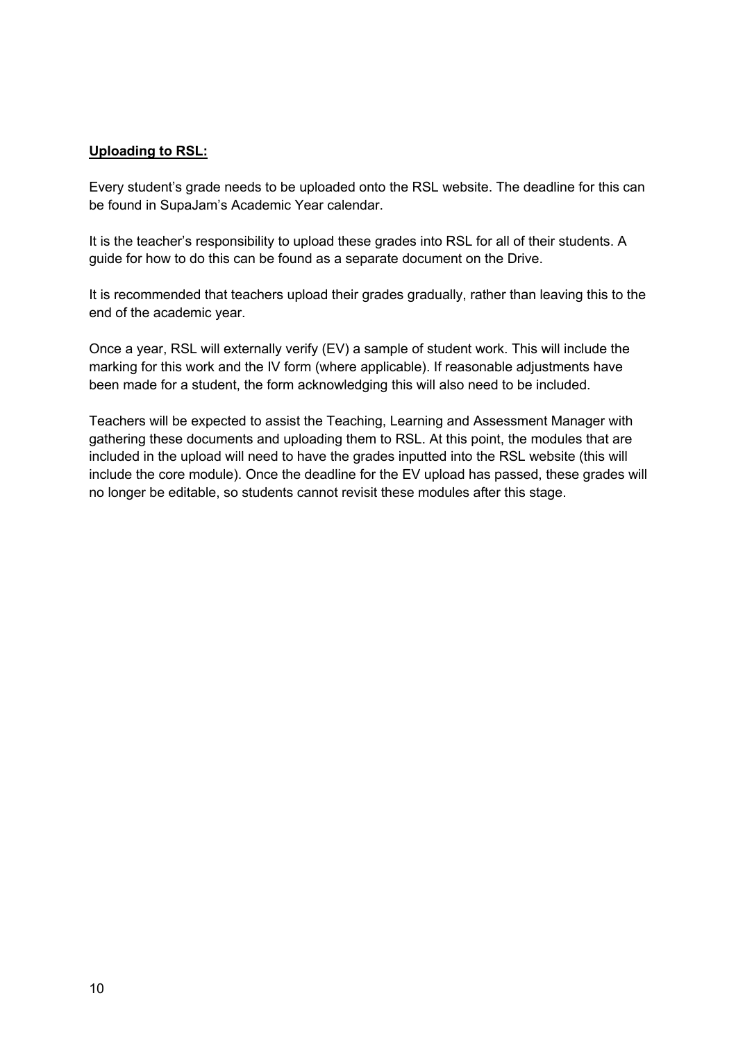**Uploading to RSL:**

Every student's grade needs to be uploaded onto the RSL website. The deadline for this can be found in SupaJam's Academic Year calendar.

It is the teacher's responsibility to upload these grades into RSL for all of their students. A guide for how to do this can be found as a separate document on the Drive.

It is recommended that teachers upload their grades gradually, rather than leaving this to the end of the academic year.

Once a year, RSL will externally verify (EV) a sample of student work. This will include the marking for this work and the IV form (where applicable). If reasonable adjustments have been made for a student, the form acknowledging this will also need to be included.

Teachers will be expected to assist the Teaching, Learning and Assessment Manager with gathering these documents and uploading them to RSL. At this point, the modules that are included in the upload will need to have the grades inputted into the RSL website (this will include the core module). Once the deadline for the EV upload has passed, these grades will no longer be editable, so students cannot revisit these modules after this stage.